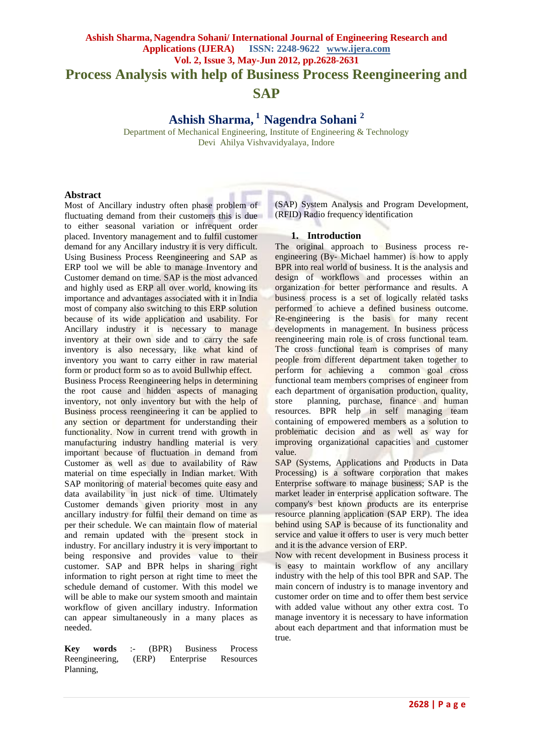# Process Analysis with help of Business Process Reengineering and SAP

## Ashish Sharma, [1] Nagendra Sohani [2]

Department of Mechanical Engineering, Institute of Engineering & Technology
Devi Ahilya Vishvavidyalaya, Indore

### Abstract

Most of Ancillary industry often phase problem of fluctuating demand from their customers this is due to either seasonal variation or infrequent order placed. Inventory management and to fulfil customer demand for any Ancillary industry it is very difficult. Using Business Process Reengineering and SAP as ERP tool we will be able to manage Inventory and Customer demand on time. SAP is the most advanced and highly used as ERP all over world, knowing its importance and advantages associated with it in India most of company also switching to this ERP solution because of its wide application and usability. For Ancillary industry it is necessary to manage inventory at their own side and to carry the safe inventory is also necessary, like what kind of inventory you want to carry either in raw material form or product form so as to avoid Bullwhip effect.

Business Process Reengineering helps in determining the root cause and hidden aspects of managing inventory, not only inventory but with the help of Business process reengineering it can be applied to any section or department for understanding their functionality. Now in current trend with growth in manufacturing industry handling material is very important because of fluctuation in demand from Customer as well as due to availability of Raw material on time especially in Indian market. With SAP monitoring of material becomes quite easy and data availability in just nick of time. Ultimately Customer demands given priority most in any ancillary industry for fulfil their demand on time as per their schedule. We can maintain flow of material and remain updated with the present stock in industry. For ancillary industry it is very important to being responsive and provides value to their customer. SAP and BPR helps in sharing right information to right person at right time to meet the schedule demand of customer. With this model we will be able to make our system smooth and maintain workflow of given ancillary industry. Information can appear simultaneously in a many places as needed.

**Key words** :- (BPR) Business Process Reengineering, (ERP) Enterprise Resources Planning, (SAP) System Analysis and Program Development, (RFID) Radio frequency identification

### 1. Introduction

The original approach to Business process re-engineering (By- Michael hammer) is how to apply BPR into real world of business. It is the analysis and design of workflows and processes within an organization for better performance and results. A business process is a set of logically related tasks performed to achieve a defined business outcome. Re-engineering is the basis for many recent developments in management. In business process reengineering main role is of cross functional team. The cross functional team is comprises of many people from different department taken together to perform for achieving a common goal cross functional team members comprises of engineer from each department of organisation production, quality, store planning, purchase, finance and human resources. BPR help in self managing team containing of empowered members as a solution to problematic decision and as well as way for improving organizational capacities and customer value.

SAP (Systems, Applications and Products in Data Processing) is a software corporation that makes Enterprise software to manage business; SAP is the market leader in enterprise application software. The company's best known products are its enterprise resource planning application (SAP ERP). The idea behind using SAP is because of its functionality and service and value it offers to user is very much better and it is the advance version of ERP.

Now with recent development in Business process it is easy to maintain workflow of any ancillary industry with the help of this tool BPR and SAP. The main concern of industry is to manage inventory and customer order on time and to offer them best service with added value without any other extra cost. To manage inventory it is necessary to have information about each department and that information must be true.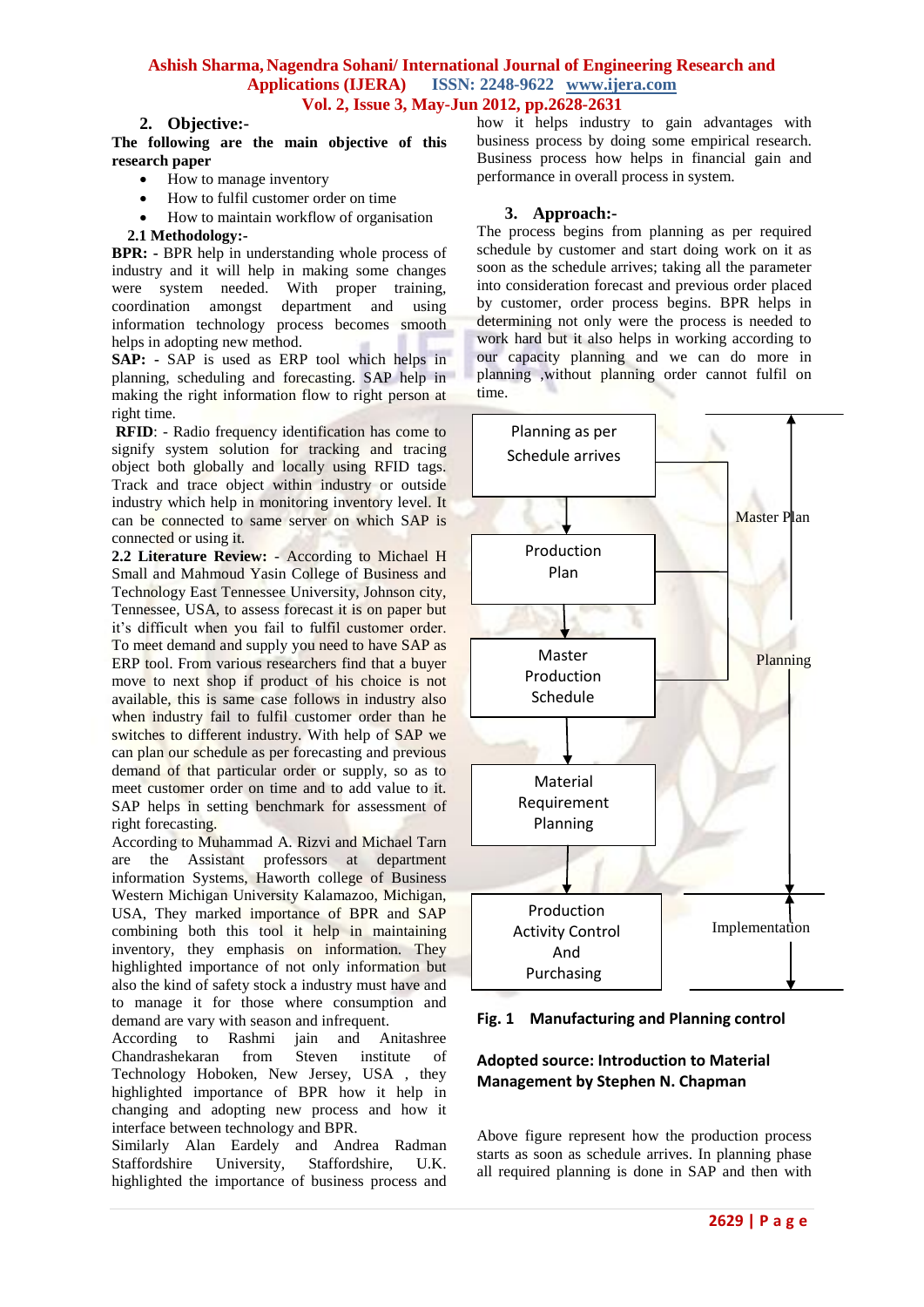## 2. Objective:-

**The following are the main objective of this research paper**

- How to manage inventory
- How to fulfil customer order on time
- How to maintain workflow of organisation

### 2.1 Methodology:-

**BPR: -** BPR help in understanding whole process of industry and it will help in making some changes were system needed. With proper training, coordination amongst department and using information technology process becomes smooth helps in adopting new method.

**SAP: -** SAP is used as ERP tool which helps in planning, scheduling and forecasting. SAP help in making the right information flow to right person at right time.

**RFID**: - Radio frequency identification has come to signify system solution for tracking and tracing object both globally and locally using RFID tags. Track and trace object within industry or outside industry which help in monitoring inventory level. It can be connected to same server on which SAP is connected or using it.

**2.2 Literature Review:** - According to Michael H Small and Mahmoud Yasin College of Business and Technology East Tennessee University, Johnson city, Tennessee, USA, to assess forecast it is on paper but it's difficult when you fail to fulfil customer order. To meet demand and supply you need to have SAP as ERP tool. From various researchers find that a buyer move to next shop if product of his choice is not available, this is same case follows in industry also when industry fail to fulfil customer order than he switches to different industry. With help of SAP we can plan our schedule as per forecasting and previous demand of that particular order or supply, so as to meet customer order on time and to add value to it. SAP helps in setting benchmark for assessment of right forecasting.

According to Muhammad A. Rizvi and Michael Tarn are the Assistant professors at department information Systems, Haworth college of Business Western Michigan University Kalamazoo, Michigan, USA, They marked importance of BPR and SAP combining both this tool it help in maintaining inventory, they emphasis on information. They highlighted importance of not only information but also the kind of safety stock a industry must have and to manage it for those where consumption and demand are vary with season and infrequent.

According to Rashmi jain and Anitashree Chandrashekaran from Steven institute of Technology Hoboken, New Jersey, USA , they highlighted importance of BPR how it help in changing and adopting new process and how it interface between technology and BPR.

Similarly Alan Eardely and Andrea Radman Staffordshire University, Staffordshire, U.K. highlighted the importance of business process and how it helps industry to gain advantages with business process by doing some empirical research. Business process how helps in financial gain and performance in overall process in system.

## 3. Approach:-

The process begins from planning as per required schedule by customer and start doing work on it as soon as the schedule arrives; taking all the parameter into consideration forecast and previous order placed by customer, order process begins. BPR helps in determining not only were the process is needed to work hard but it also helps in working according to our capacity planning and we can do more in planning ,without planning order cannot fulfil on time.

Planning as per Schedule arrives → Production Plan → Master Production Schedule → Material Requirement Planning → Production Activity Control And Purchasing

(Master Plan; Planning; Implementation)

**Fig. 1 Manufacturing and Planning control**

**Adopted source: Introduction to Material Management by Stephen N. Chapman**

Above figure represent how the production process starts as soon as schedule arrives. In planning phase all required planning is done in SAP and then with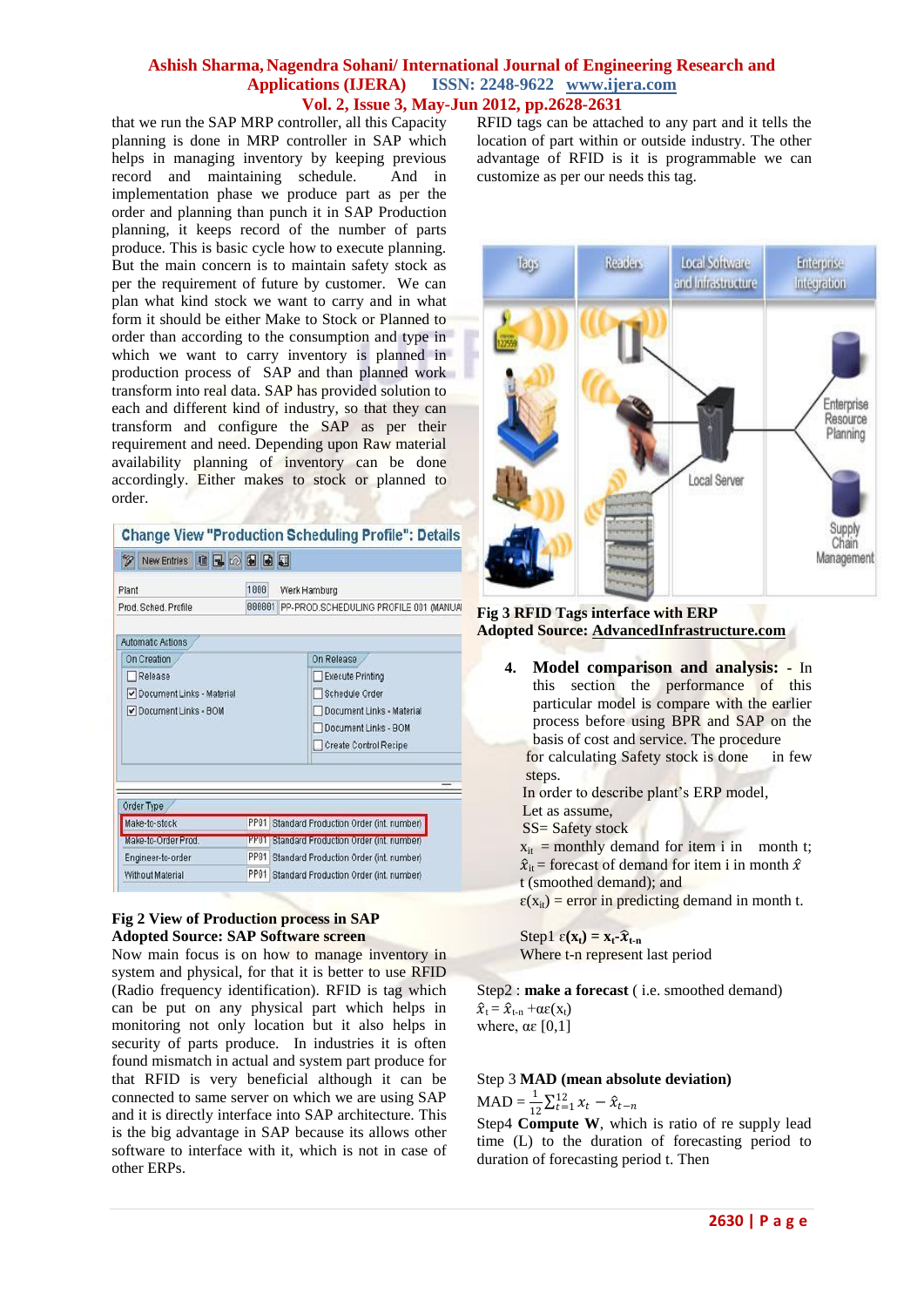that we run the SAP MRP controller, all this Capacity planning is done in MRP controller in SAP which helps in managing inventory by keeping previous record and maintaining schedule. And in implementation phase we produce part as per the order and planning than punch it in SAP Production planning, it keeps record of the number of parts produce. This is basic cycle how to execute planning. But the main concern is to maintain safety stock as per the requirement of future by customer. We can plan what kind stock we want to carry and in what form it should be either Make to Stock or Planned to order than according to the consumption and type in which we want to carry inventory is planned in production process of SAP and than planned work transform into real data. SAP has provided solution to each and every different kind of industry, so that they can transform and configure the SAP as per their requirement and need. Depending upon Raw material availability planning of inventory can be done accordingly. Either makes to stock or planned to order.

**Fig 2 View of Production process in SAP**
**Adopted Source: SAP Software screen**

Now main focus is on how to manage inventory in system and physical, for that it is better to use RFID (Radio frequency identification). RFID is tag which can be put on any physical part which helps in monitoring not only location but it also helps in security of parts produce. In industries it is often found mismatch in actual and system part produce for that RFID is very beneficial although it can be connected to same server on which we are using SAP and it is directly interface into SAP architecture. This is the big advantage in SAP because its allows other software to interface with it, which is not in case of other ERPs.

RFID tags can be attached to any part and it tells the location of part within or outside industry. The other advantage of RFID is it is programmable we can customize as per our needs this tag.

**Fig 3 RFID Tags interface with ERP**
**Adopted Source: AdvancedInfrastructure.com**

4. **Model comparison and analysis:** - In this section the performance of this particular model is compare with the earlier process before using BPR and SAP on the basis of cost and service. The procedure for calculating Safety stock is done in few steps.

In order to describe plant's ERP model,
Let as assume,
SS= Safety stock
$x_{it}$ = monthly demand for item i in month t;
$\hat{x}_{it}$ = forecast of demand for item i in month $\hat{x}$ t (smoothed demand); and
$\varepsilon(x_{it})$ = error in predicting demand in month t.

Step1 $\varepsilon(\mathbf{x_t}) = \mathbf{x_t} - \hat{\mathbf{x}}_{t-n}$
Where t-n represent last period

Step2 : **make a forecast** ( i.e. smoothed demand)
$\hat{x}_t = \hat{x}_{t-n} + \alpha\varepsilon(x_t)$
where, $\alpha\varepsilon$ [0,1]

Step 3 **MAD (mean absolute deviation)**
MAD = $\frac{1}{12}\sum_{t=1}^{12} x_t - \hat{x}_{t-n}$

Step4 **Compute W**, which is ratio of re supply lead time (L) to the duration of forecasting period to duration of forecasting period t. Then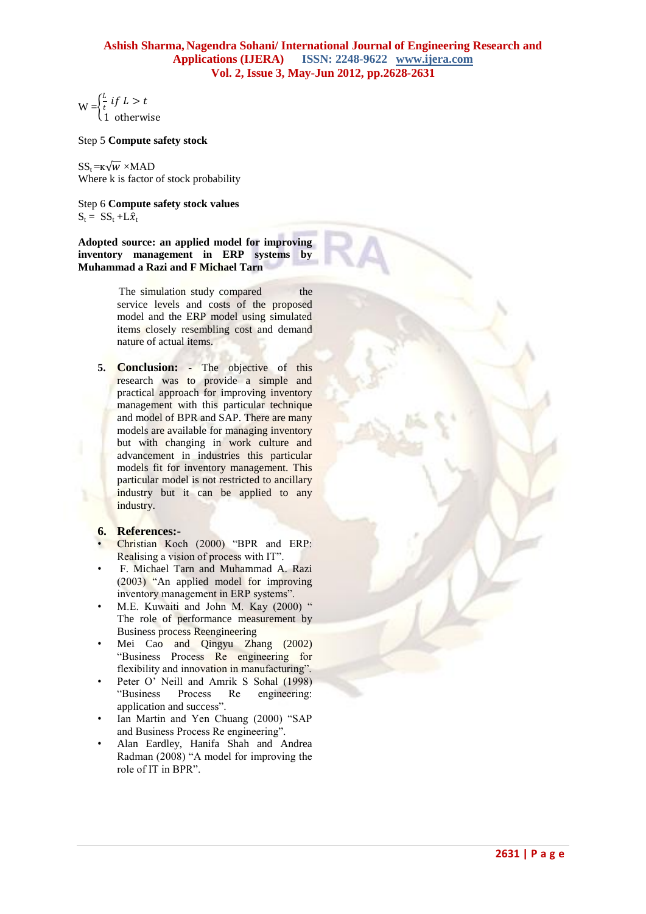$$W = \begin{cases} \frac{L}{t} & if\ L > t \\ 1 & \text{otherwise} \end{cases}$$

Step 5 **Compute safety stock**

$SS_t = \kappa\sqrt{w} \times MAD$
Where k is factor of stock probability

Step 6 **Compute safety stock values**
$S_t = SS_t + L\hat{x}_t$

**Adopted source: an applied model for improving inventory management in ERP systems by Muhammad a Razi and F Michael Tarn**

The simulation study compared the service levels and costs of the proposed model and the ERP model using simulated items closely resembling cost and demand nature of actual items.

## 5. Conclusion:-

The objective of this research was to provide a simple and practical approach for improving inventory management with this particular technique and model of BPR and SAP. There are many models are available for managing inventory but with changing in work culture and advancement in industries this particular models fit for inventory management. This particular model is not restricted to ancillary industry but it can be applied to any industry.

## 6. References:-

- Christian Koch (2000) "BPR and ERP: Realising a vision of process with IT".
- F. Michael Tarn and Muhammad A. Razi (2003) "An applied model for improving inventory management in ERP systems".
- M.E. Kuwaiti and John M. Kay (2000) " The role of performance measurement by Business process Reengineering
- Mei Cao and Qingyu Zhang (2002) "Business Process Re engineering for flexibility and innovation in manufacturing".
- Peter O' Neill and Amrik S Sohal (1998) "Business Process Re engineering: application and success".
- Ian Martin and Yen Chuang (2000) "SAP and Business Process Re engineering".
- Alan Eardley, Hanifa Shah and Andrea Radman (2008) "A model for improving the role of IT in BPR".